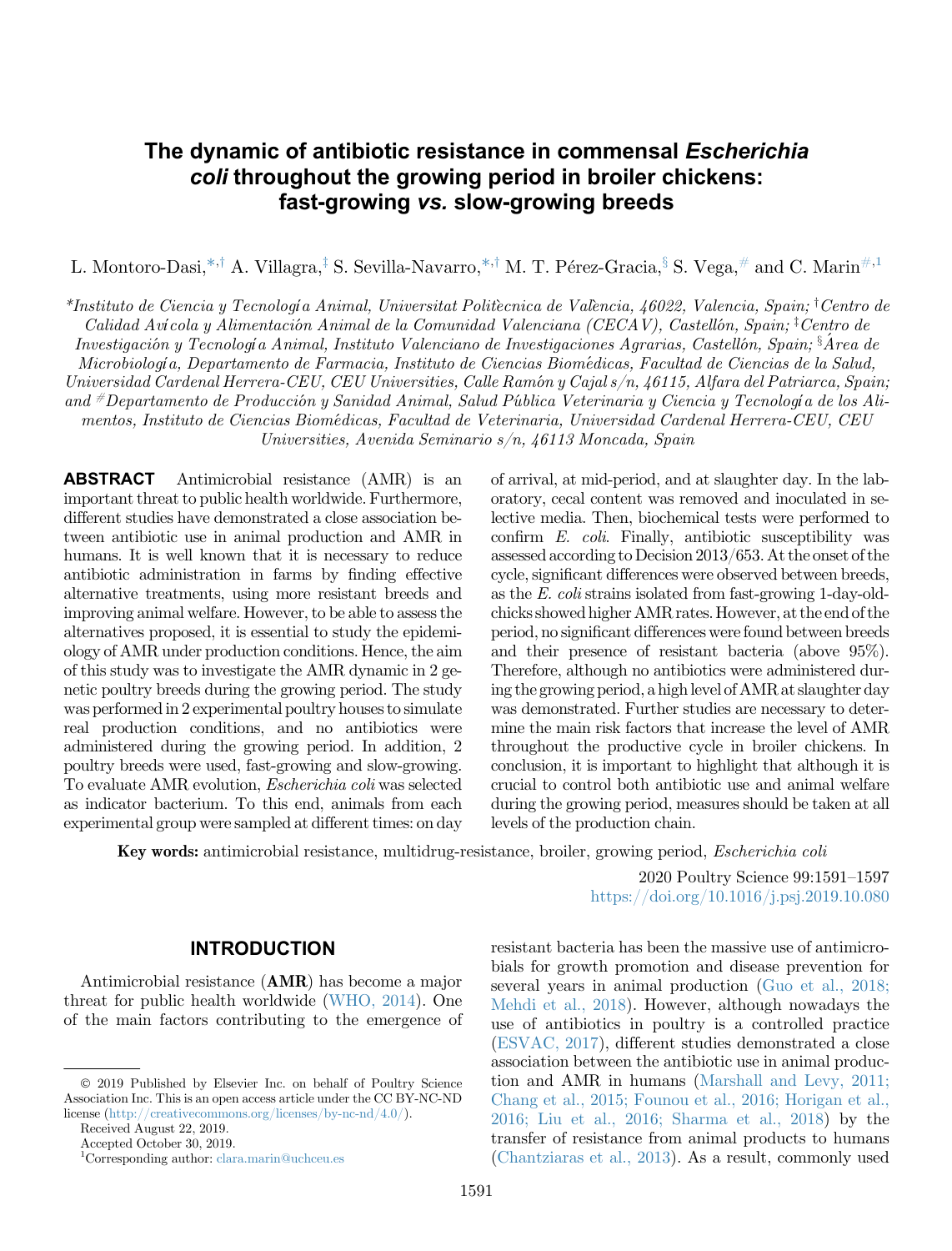# The dynamic of antibiotic resistance in commensal *Escherichia coli* throughout the growing period in broiler chickens: fast-growing *vs.* slow-growing breeds

L. Montoro-Dasi,[*,†] A. Villagra,[‡] S. Sevilla-Navarro,[*,†] M. T. Pérez-Gracia,[§] S. Vega,[#] and C. Marin[#,1]

*[*]Instituto de Ciencia y Tecnología Animal, Universitat Politècnica de València, 46022, Valencia, Spain; [†]Centro de Calidad Avícola y Alimentación Animal de la Comunidad Valenciana (CECAV), Castellón, Spain; [‡]Centro de Investigación y Tecnología Animal, Instituto Valenciano de Investigaciones Agrarias, Castellón, Spain; [§]Área de Microbiología, Departamento de Farmacia, Instituto de Ciencias Biomédicas, Facultad de Ciencias de la Salud, Universidad Cardenal Herrera-CEU, CEU Universities, Calle Ramón y Cajal s/n, 46115, Alfara del Patriarca, Spain; and [#]Departamento de Producción y Sanidad Animal, Salud Pública Veterinaria y Ciencia y Tecnología de los Alimentos, Instituto de Ciencias Biomédicas, Facultad de Veterinaria, Universidad Cardenal Herrera-CEU, CEU Universities, Avenida Seminario s/n, 46113 Moncada, Spain*

**ABSTRACT** Antimicrobial resistance (AMR) is an important threat to public health worldwide. Furthermore, different studies have demonstrated a close association between antibiotic use in animal production and AMR in humans. It is well known that it is necessary to reduce antibiotic administration in farms by finding effective alternative treatments, using more resistant breeds and improving animal welfare. However, to be able to assess the alternatives proposed, it is essential to study the epidemiology of AMR under production conditions. Hence, the aim of this study was to investigate the AMR dynamic in 2 genetic poultry breeds during the growing period. The study was performed in 2 experimental poultry houses to simulate real production conditions, and no antibiotics were administered during the growing period. In addition, 2 poultry breeds were used, fast-growing and slow-growing. To evaluate AMR evolution, *Escherichia coli* was selected as indicator bacterium. To this end, animals from each experimental group were sampled at different times: on day of arrival, at mid-period, and at slaughter day. In the laboratory, cecal content was removed and inoculated in selective media. Then, biochemical tests were performed to confirm *E. coli*. Finally, antibiotic susceptibility was assessed according to Decision 2013/653. At the onset of the cycle, significant differences were observed between breeds, as the *E. coli* strains isolated from fast-growing 1-day-old-chicks showed higher AMR rates. However, at the end of the period, no significant differences were found between breeds and their presence of resistant bacteria (above 95%). Therefore, although no antibiotics were administered during the growing period, a high level of AMR at slaughter day was demonstrated. Further studies are necessary to determine the main risk factors that increase the level of AMR throughout the productive cycle in broiler chickens. In conclusion, it is important to highlight that although it is crucial to control both antibiotic use and animal welfare during the growing period, measures should be taken at all levels of the production chain.

**Key words:** antimicrobial resistance, multidrug-resistance, broiler, growing period, *Escherichia coli*

2020 Poultry Science 99:1591–1597
https://doi.org/10.1016/j.psj.2019.10.080

## INTRODUCTION

Antimicrobial resistance (**AMR**) has become a major threat for public health worldwide (WHO, 2014). One of the main factors contributing to the emergence of resistant bacteria has been the massive use of antimicrobials for growth promotion and disease prevention for several years in animal production (Guo et al., 2018; Mehdi et al., 2018). However, although nowadays the use of antibiotics in poultry is a controlled practice (ESVAC, 2017), different studies demonstrated a close association between the antibiotic use in animal production and AMR in humans (Marshall and Levy, 2011; Chang et al., 2015; Founou et al., 2016; Horigan et al., 2016; Liu et al., 2016; Sharma et al., 2018) by the transfer of resistance from animal products to humans (Chantziaras et al., 2013). As a result, commonly used

© 2019 Published by Elsevier Inc. on behalf of Poultry Science Association Inc. This is an open access article under the CC BY-NC-ND license (http://creativecommons.org/licenses/by-nc-nd/4.0/).

Received August 22, 2019.

Accepted October 30, 2019.

[1]Corresponding author: clara.marin@uchceu.es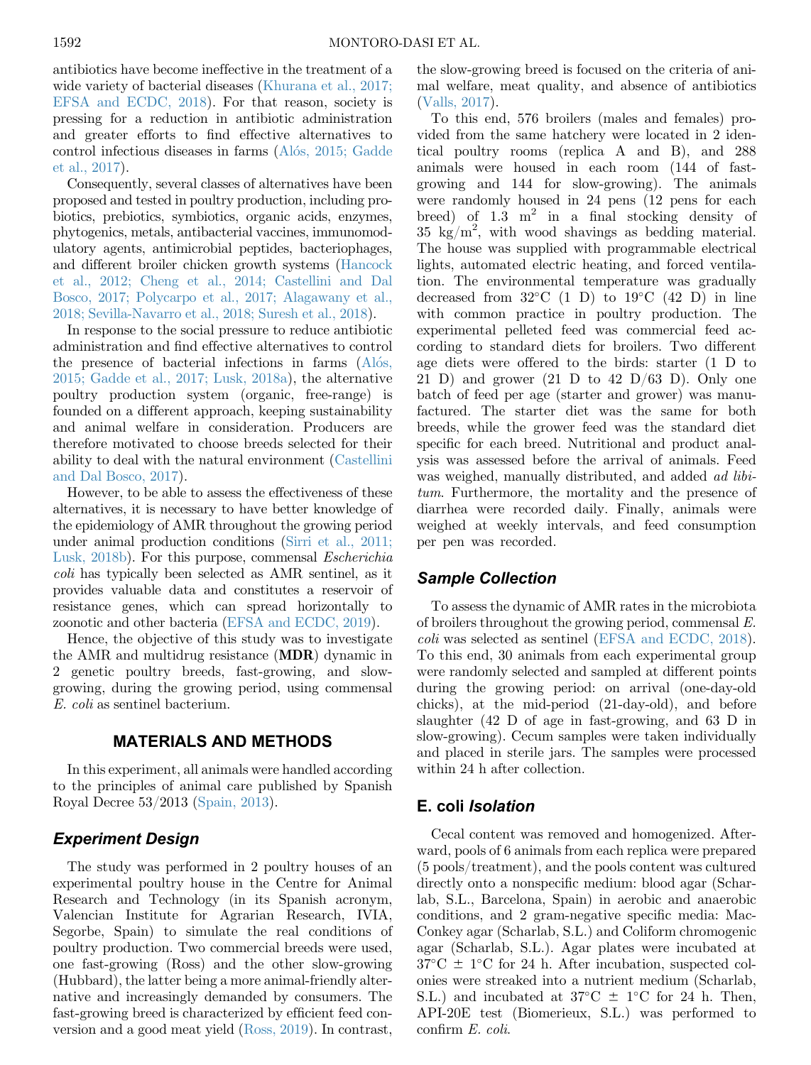antibiotics have become ineffective in the treatment of a wide variety of bacterial diseases (Khurana et al., 2017; EFSA and ECDC, 2018). For that reason, society is pressing for a reduction in antibiotic administration and greater efforts to find effective alternatives to control infectious diseases in farms (Alós, 2015; Gadde et al., 2017).

Consequently, several classes of alternatives have been proposed and tested in poultry production, including probiotics, prebiotics, symbiotics, organic acids, enzymes, phytogenics, metals, antibacterial vaccines, immunomodulatory agents, antimicrobial peptides, bacteriophages, and different broiler chicken growth systems (Hancock et al., 2012; Cheng et al., 2014; Castellini and Dal Bosco, 2017; Polycarpo et al., 2017; Alagawany et al., 2018; Sevilla-Navarro et al., 2018; Suresh et al., 2018).

In response to the social pressure to reduce antibiotic administration and find effective alternatives to control the presence of bacterial infections in farms (Alós, 2015; Gadde et al., 2017; Lusk, 2018a), the alternative poultry production system (organic, free-range) is founded on a different approach, keeping sustainability and animal welfare in consideration. Producers are therefore motivated to choose breeds selected for their ability to deal with the natural environment (Castellini and Dal Bosco, 2017).

However, to be able to assess the effectiveness of these alternatives, it is necessary to have better knowledge of the epidemiology of AMR throughout the growing period under animal production conditions (Sirri et al., 2011; Lusk, 2018b). For this purpose, commensal *Escherichia coli* has typically been selected as AMR sentinel, as it provides valuable data and constitutes a reservoir of resistance genes, which can spread horizontally to zoonotic and other bacteria (EFSA and ECDC, 2019).

Hence, the objective of this study was to investigate the AMR and multidrug resistance (**MDR**) dynamic in 2 genetic poultry breeds, fast-growing, and slow-growing, during the growing period, using commensal *E. coli* as sentinel bacterium.

## MATERIALS AND METHODS

In this experiment, all animals were handled according to the principles of animal care published by Spanish Royal Decree 53/2013 (Spain, 2013).

### Experiment Design

The study was performed in 2 poultry houses of an experimental poultry house in the Centre for Animal Research and Technology (in its Spanish acronym, Valencian Institute for Agrarian Research, IVIA, Segorbe, Spain) to simulate the real conditions of poultry production. Two commercial breeds were used, one fast-growing (Ross) and the other slow-growing (Hubbard), the latter being a more animal-friendly alternative and increasingly demanded by consumers. The fast-growing breed is characterized by efficient feed conversion and a good meat yield (Ross, 2019). In contrast, the slow-growing breed is focused on the criteria of animal welfare, meat quality, and absence of antibiotics (Valls, 2017).

To this end, 576 broilers (males and females) provided from the same hatchery were located in 2 identical poultry rooms (replica A and B), and 288 animals were housed in each room (144 of fast-growing and 144 for slow-growing). The animals were randomly housed in 24 pens (12 pens for each breed) of 1.3 $m^2$ in a final stocking density of 35 $kg/m^2$, with wood shavings as bedding material. The house was supplied with programmable electrical lights, automated electric heating, and forced ventilation. The environmental temperature was gradually decreased from 32°C (1 D) to 19°C (42 D) in line with common practice in poultry production. The experimental pelleted feed was commercial feed according to standard diets for broilers. Two different age diets were offered to the birds: starter (1 D to 21 D) and grower (21 D to 42 D/63 D). Only one batch of feed per age (starter and grower) was manufactured. The starter diet was the same for both breeds, while the grower feed was the standard diet specific for each breed. Nutritional and product analysis was assessed before the arrival of animals. Feed was weighed, manually distributed, and added *ad libitum*. Furthermore, the mortality and the presence of diarrhea were recorded daily. Finally, animals were weighed at weekly intervals, and feed consumption per pen was recorded.

### Sample Collection

To assess the dynamic of AMR rates in the microbiota of broilers throughout the growing period, commensal *E. coli* was selected as sentinel (EFSA and ECDC, 2018). To this end, 30 animals from each experimental group were randomly selected and sampled at different points during the growing period: on arrival (one-day-old chicks), at the mid-period (21-day-old), and before slaughter (42 D of age in fast-growing, and 63 D in slow-growing). Cecum samples were taken individually and placed in sterile jars. The samples were processed within 24 h after collection.

### E. coli Isolation

Cecal content was removed and homogenized. Afterward, pools of 6 animals from each replica were prepared (5 pools/treatment), and the pools content was cultured directly onto a nonspecific medium: blood agar (Scharlab, S.L., Barcelona, Spain) in aerobic and anaerobic conditions, and 2 gram-negative specific media: MacConkey agar (Scharlab, S.L.) and Coliform chromogenic agar (Scharlab, S.L.). Agar plates were incubated at 37°C ± 1°C for 24 h. After incubation, suspected colonies were streaked into a nutrient medium (Scharlab, S.L.) and incubated at 37°C ± 1°C for 24 h. Then, API-20E test (Biomerieux, S.L.) was performed to confirm *E. coli*.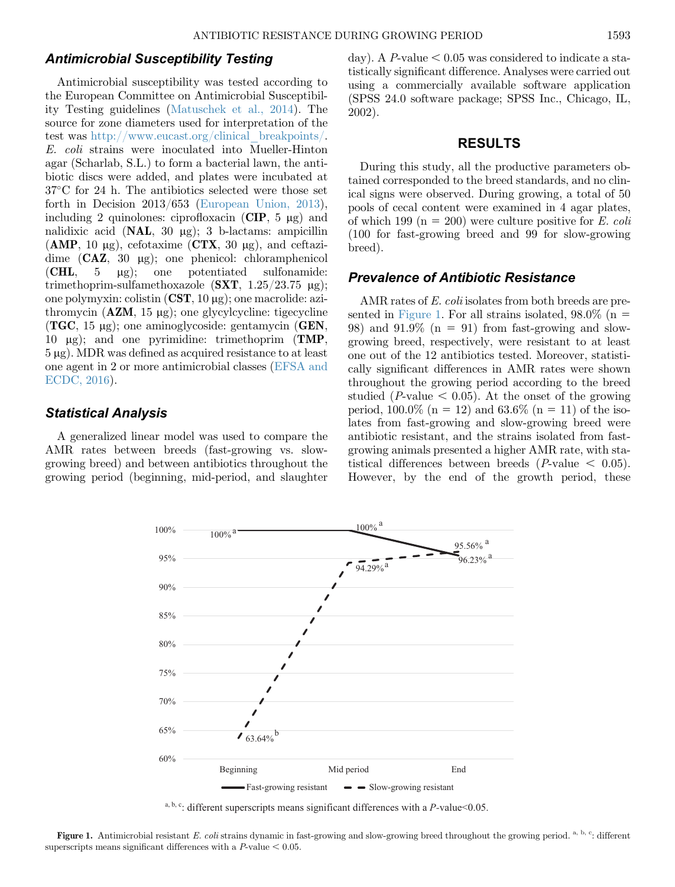## Antimicrobial Susceptibility Testing

Antimicrobial susceptibility was tested according to the European Committee on Antimicrobial Susceptibility Testing guidelines (Matuschek et al., 2014). The source for zone diameters used for interpretation of the test was http://www.eucast.org/clinical_breakpoints/. *E. coli* strains were inoculated into Mueller-Hinton agar (Scharlab, S.L.) to form a bacterial lawn, the antibiotic discs were added, and plates were incubated at 37°C for 24 h. The antibiotics selected were those set forth in Decision 2013/653 (European Union, 2013), including 2 quinolones: ciprofloxacin (**CIP**, 5 μg) and nalidixic acid (**NAL**, 30 μg); 3 b-lactams: ampicillin (**AMP**, 10 μg), cefotaxime (**CTX**, 30 μg), and ceftazidime (**CAZ**, 30 μg); one phenicol: chloramphenicol (**CHL**, 5 μg); one potentiated sulfonamide: trimethoprim-sulfamethoxazole (**SXT**, 1.25/23.75 μg); one polymyxin: colistin (**CST**, 10 μg); one macrolide: azithromycin (**AZM**, 15 μg); one glycylcycline: tigecycline (**TGC**, 15 μg); one aminoglycoside: gentamycin (**GEN**, 10 μg); and one pyrimidine: trimethoprim (**TMP**, 5 μg). MDR was defined as acquired resistance to at least one agent in 2 or more antimicrobial classes (EFSA and ECDC, 2016).

## Statistical Analysis

A generalized linear model was used to compare the AMR rates between breeds (fast-growing vs. slow-growing breed) and between antibiotics throughout the growing period (beginning, mid-period, and slaughter day). A $P$-value $< 0.05$ was considered to indicate a statistically significant difference. Analyses were carried out using a commercially available software application (SPSS 24.0 software package; SPSS Inc., Chicago, IL, 2002).

# RESULTS

During this study, all the productive parameters obtained corresponded to the breed standards, and no clinical signs were observed. During growing, a total of 50 pools of cecal content were examined in 4 agar plates, of which 199 (n = 200) were culture positive for *E. coli* (100 for fast-growing breed and 99 for slow-growing breed).

## Prevalence of Antibiotic Resistance

AMR rates of *E. coli* isolates from both breeds are presented in Figure 1. For all strains isolated, 98.0% (n = 98) and 91.9% (n = 91) from fast-growing and slow-growing breed, respectively, were resistant to at least one out of the 12 antibiotics tested. Moreover, statistically significant differences in AMR rates were shown throughout the growing period according to the breed studied ($P$-value $< 0.05$). At the onset of the growing period, 100.0% (n = 12) and 63.6% (n = 11) of the isolates from fast-growing and slow-growing breed were antibiotic resistant, and the strains isolated from fast-growing animals presented a higher AMR rate, with statistical differences between breeds ($P$-value $< 0.05$). However, by the end of the growth period, these

[a, b, c]: different superscripts means significant differences with a $P$-value<0.05.

**Figure 1.** Antimicrobial resistant *E. coli* strains dynamic in fast-growing and slow-growing breed throughout the growing period. [a, b, c]: different superscripts means significant differences with a $P$-value $< 0.05$.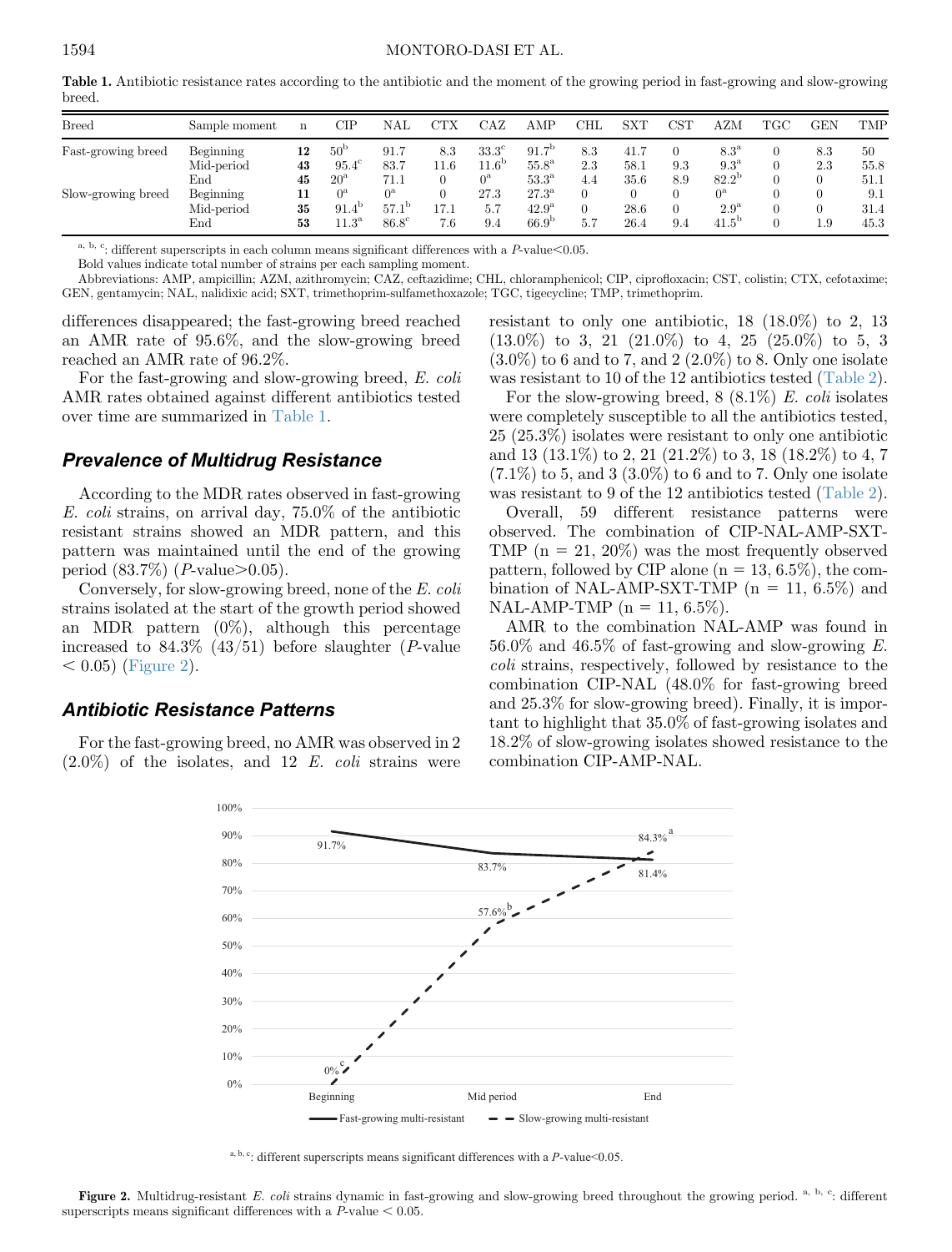**Table 1.** Antibiotic resistance rates according to the antibiotic and the moment of the growing period in fast-growing and slow-growing breed.

| Breed | Sample moment | n | CIP | NAL | CTX | CAZ | AMP | CHL | SXT | CST | AZM | TGC | GEN | TMP |
|---|---|---|---|---|---|---|---|---|---|---|---|---|---|---|
| Fast-growing breed | Beginning | **12** | 50[b] | 91.7 | 8.3 | 33.3[c] | 91.7[b] | 8.3 | 41.7 | 0 | 8.3[a] | 0 | 8.3 | 50 |
| | Mid-period | **43** | 95.4[c] | 83.7 | 11.6 | 11.6[b] | 55.8[a] | 2.3 | 58.1 | 9.3 | 9.3[a] | 0 | 2.3 | 55.8 |
| | End | **45** | 20[a] | 71.1 | 0 | 0[a] | 53.3[a] | 4.4 | 35.6 | 8.9 | 82.2[b] | 0 | 0 | 51.1 |
| Slow-growing breed | Beginning | **11** | 0[a] | 0[a] | 0 | 27.3 | 27.3[a] | 0 | 0 | 0 | 0[a] | 0 | 0 | 9.1 |
| | Mid-period | **35** | 91.4[b] | 57.1[b] | 17.1 | 5.7 | 42.9[a] | 0 | 28.6 | 0 | 2.9[a] | 0 | 0 | 31.4 |
| | End | **53** | 11.3[a] | 86.8[c] | 7.6 | 9.4 | 66.9[b] | 5.7 | 26.4 | 9.4 | 41.5[b] | 0 | 1.9 | 45.3 |

[a, b, c]: different superscripts in each column means significant differences with a $P$-value<0.05.
Bold values indicate total number of strains per each sampling moment.
Abbreviations: AMP, ampicillin; AZM, azithromycin; CAZ, ceftazidime; CHL, chloramphenicol; CIP, ciprofloxacin; CST, colistin; CTX, cefotaxime; GEN, gentamycin; NAL, nalidixic acid; SXT, trimethoprim-sulfamethoxazole; TGC, tigecycline; TMP, trimethoprim.

differences disappeared; the fast-growing breed reached an AMR rate of 95.6%, and the slow-growing breed reached an AMR rate of 96.2%.

For the fast-growing and slow-growing breed, *E. coli* AMR rates obtained against different antibiotics tested over time are summarized in Table 1.

## Prevalence of Multidrug Resistance

According to the MDR rates observed in fast-growing *E. coli* strains, on arrival day, 75.0% of the antibiotic resistant strains showed an MDR pattern, and this pattern was maintained until the end of the growing period (83.7%) ($P$-value>0.05).

Conversely, for slow-growing breed, none of the *E. coli* strains isolated at the start of the growth period showed an MDR pattern (0%), although this percentage increased to 84.3% (43/51) before slaughter ($P$-value < 0.05) (Figure 2).

## Antibiotic Resistance Patterns

For the fast-growing breed, no AMR was observed in 2 (2.0%) of the isolates, and 12 *E. coli* strains were resistant to only one antibiotic, 18 (18.0%) to 2, 13 (13.0%) to 3, 21 (21.0%) to 4, 25 (25.0%) to 5, 3 (3.0%) to 6 and to 7, and 2 (2.0%) to 8. Only one isolate was resistant to 10 of the 12 antibiotics tested (Table 2).

For the slow-growing breed, 8 (8.1%) *E. coli* isolates were completely susceptible to all the antibiotics tested, 25 (25.3%) isolates were resistant to only one antibiotic and 13 (13.1%) to 2, 21 (21.2%) to 3, 18 (18.2%) to 4, 7 (7.1%) to 5, and 3 (3.0%) to 6 and to 7. Only one isolate was resistant to 9 of the 12 antibiotics tested (Table 2).

Overall, 59 different resistance patterns were observed. The combination of CIP-NAL-AMP-SXT-TMP (n = 21, 20%) was the most frequently observed pattern, followed by CIP alone (n = 13, 6.5%), the combination of NAL-AMP-SXT-TMP (n = 11, 6.5%) and NAL-AMP-TMP (n = 11, 6.5%).

AMR to the combination NAL-AMP was found in 56.0% and 46.5% of fast-growing and slow-growing *E. coli* strains, respectively, followed by resistance to the combination CIP-NAL (48.0% for fast-growing breed and 25.3% for slow-growing breed). Finally, it is important to highlight that 35.0% of fast-growing isolates and 18.2% of slow-growing isolates showed resistance to the combination CIP-AMP-NAL.

[a, b, c]: different superscripts means significant differences with a $P$-value<0.05.

**Figure 2.** Multidrug-resistant *E. coli* strains dynamic in fast-growing and slow-growing breed throughout the growing period. [a, b, c]: different superscripts means significant differences with a $P$-value < 0.05.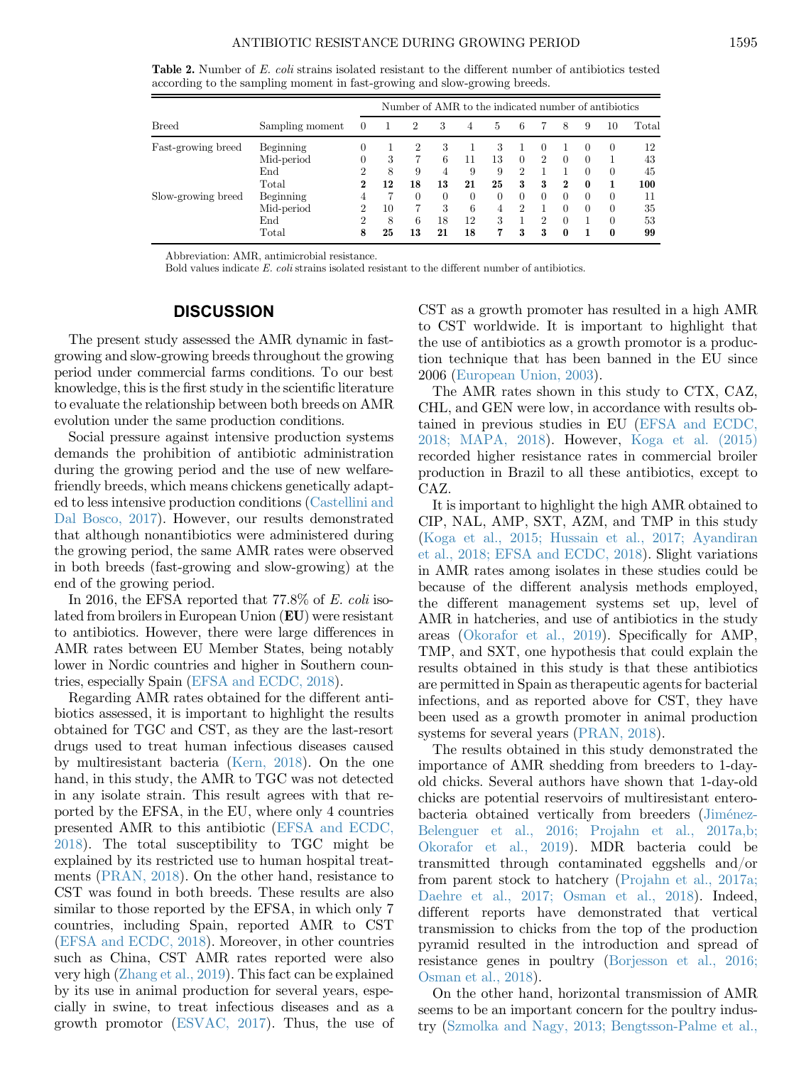**Table 2.** Number of *E. coli* strains isolated resistant to the different number of antibiotics tested according to the sampling moment in fast-growing and slow-growing breeds.

| Breed | Sampling moment | Number of AMR to the indicated number of antibiotics | | | | | | | | | | | |
|---|---|---|---|---|---|---|---|---|---|---|---|---|---|
| | | 0 | 1 | 2 | 3 | 4 | 5 | 6 | 7 | 8 | 9 | 10 | Total |
| Fast-growing breed | Beginning | 0 | 1 | 2 | 3 | 1 | 3 | 1 | 0 | 1 | 0 | 0 | 12 |
| | Mid-period | 0 | 3 | 7 | 6 | 11 | 13 | 0 | 2 | 0 | 0 | 1 | 43 |
| | End | 2 | 8 | 9 | 4 | 9 | 9 | 2 | 1 | 1 | 0 | 0 | 45 |
| | Total | **2** | **12** | **18** | **13** | **21** | **25** | **3** | **3** | **2** | **0** | **1** | **100** |
| Slow-growing breed | Beginning | 4 | 7 | 0 | 0 | 0 | 0 | 0 | 0 | 0 | 0 | 0 | 11 |
| | Mid-period | 2 | 10 | 7 | 3 | 6 | 4 | 2 | 1 | 0 | 0 | 0 | 35 |
| | End | 2 | 8 | 6 | 18 | 12 | 3 | 1 | 2 | 0 | 1 | 0 | 53 |
| | Total | **8** | **25** | **13** | **21** | **18** | **7** | **3** | **3** | **0** | **1** | **0** | **99** |

Abbreviation: AMR, antimicrobial resistance.
Bold values indicate *E. coli* strains isolated resistant to the different number of antibiotics.

## DISCUSSION

The present study assessed the AMR dynamic in fast-growing and slow-growing breeds throughout the growing period under commercial farms conditions. To our best knowledge, this is the first study in the scientific literature to evaluate the relationship between both breeds on AMR evolution under the same production conditions.

Social pressure against intensive production systems demands the prohibition of antibiotic administration during the growing period and the use of new welfare-friendly breeds, which means chickens genetically adapted to less intensive production conditions (Castellini and Dal Bosco, 2017). However, our results demonstrated that although nonantibiotics were administered during the growing period, the same AMR rates were observed in both breeds (fast-growing and slow-growing) at the end of the growing period.

In 2016, the EFSA reported that 77.8% of *E. coli* isolated from broilers in European Union (**EU**) were resistant to antibiotics. However, there were large differences in AMR rates between EU Member States, being notably lower in Nordic countries and higher in Southern countries, especially Spain (EFSA and ECDC, 2018).

Regarding AMR rates obtained for the different antibiotics assessed, it is important to highlight the results obtained for TGC and CST, as they are the last-resort drugs used to treat human infectious diseases caused by multiresistant bacteria (Kern, 2018). On the one hand, in this study, the AMR to TGC was not detected in any isolate strain. This result agrees with that reported by the EFSA, in the EU, where only 4 countries presented AMR to this antibiotic (EFSA and ECDC, 2018). The total susceptibility to TGC might be explained by its restricted use to human hospital treatments (PRAN, 2018). On the other hand, resistance to CST was found in both breeds. These results are also similar to those reported by the EFSA, in which only 7 countries, including Spain, reported AMR to CST (EFSA and ECDC, 2018). Moreover, in other countries such as China, CST AMR rates reported were also very high (Zhang et al., 2019). This fact can be explained by its use in animal production for several years, especially in swine, to treat infectious diseases and as a growth promotor (ESVAC, 2017). Thus, the use of CST as a growth promoter has resulted in a high AMR to CST worldwide. It is important to highlight that the use of antibiotics as a growth promotor is a production technique that has been banned in the EU since 2006 (European Union, 2003).

The AMR rates shown in this study to CTX, CAZ, CHL, and GEN were low, in accordance with results obtained in previous studies in EU (EFSA and ECDC, 2018; MAPA, 2018). However, Koga et al. (2015) recorded higher resistance rates in commercial broiler production in Brazil to all these antibiotics, except to CAZ.

It is important to highlight the high AMR obtained to CIP, NAL, AMP, SXT, AZM, and TMP in this study (Koga et al., 2015; Hussain et al., 2017; Ayandiran et al., 2018; EFSA and ECDC, 2018). Slight variations in AMR rates among isolates in these studies could be because of the different analysis methods employed, the different management systems set up, level of AMR in hatcheries, and use of antibiotics in the study areas (Okorafor et al., 2019). Specifically for AMP, TMP, and SXT, one hypothesis that could explain the results obtained in this study is that these antibiotics are permitted in Spain as therapeutic agents for bacterial infections, and as reported above for CST, they have been used as a growth promoter in animal production systems for several years (PRAN, 2018).

The results obtained in this study demonstrated the importance of AMR shedding from breeders to 1-day-old chicks. Several authors have shown that 1-day-old chicks are potential reservoirs of multiresistant enterobacteria obtained vertically from breeders (Jiménez-Belenguer et al., 2016; Projahn et al., 2017a,b; Okorafor et al., 2019). MDR bacteria could be transmitted through contaminated eggshells and/or from parent stock to hatchery (Projahn et al., 2017a; Daehre et al., 2017; Osman et al., 2018). Indeed, different reports have demonstrated that vertical transmission to chicks from the top of the production pyramid resulted in the introduction and spread of resistance genes in poultry (Borjesson et al., 2016; Osman et al., 2018).

On the other hand, horizontal transmission of AMR seems to be an important concern for the poultry industry (Szmolka and Nagy, 2013; Bengtsson-Palme et al.,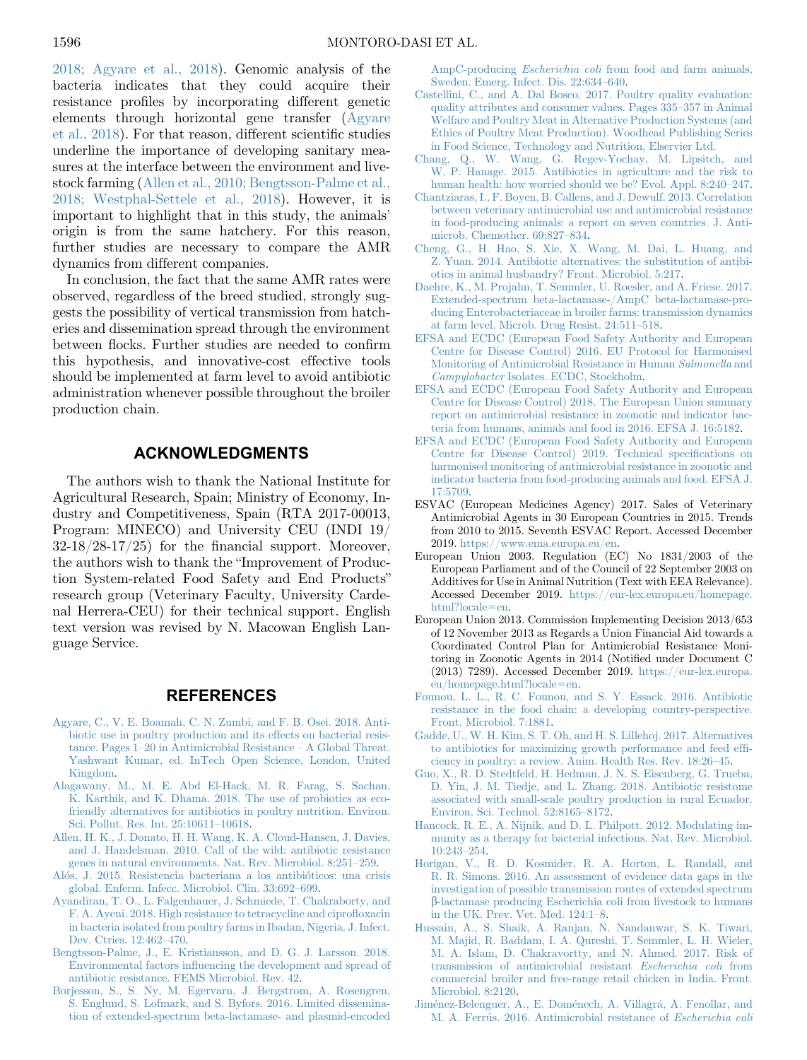2018; Agyare et al., 2018). Genomic analysis of the bacteria indicates that they could acquire their resistance profiles by incorporating different genetic elements through horizontal gene transfer (Agyare et al., 2018). For that reason, different scientific studies underline the importance of developing sanitary measures at the interface between the environment and livestock farming (Allen et al., 2010; Bengtsson-Palme et al., 2018; Westphal-Settele et al., 2018). However, it is important to highlight that in this study, the animals' origin is from the same hatchery. For this reason, further studies are necessary to compare the AMR dynamics from different companies.

In conclusion, the fact that the same AMR rates were observed, regardless of the breed studied, strongly suggests the possibility of vertical transmission from hatcheries and dissemination spread through the environment between flocks. Further studies are needed to confirm this hypothesis, and innovative-cost effective tools should be implemented at farm level to avoid antibiotic administration whenever possible throughout the broiler production chain.

## ACKNOWLEDGMENTS

The authors wish to thank the National Institute for Agricultural Research, Spain; Ministry of Economy, Industry and Competitiveness, Spain (RTA 2017-00013, Program: MINECO) and University CEU (INDI 19/32-18/28-17/25) for the financial support. Moreover, the authors wish to thank the "Improvement of Production System-related Food Safety and End Products" research group (Veterinary Faculty, University Cardenal Herrera-CEU) for their technical support. English text version was revised by N. Macowan English Language Service.

## REFERENCES

Agyare, C., V. E. Boamah, C. N. Zumbi, and F. B. Osei. 2018. Antibiotic use in poultry production and its effects on bacterial resistance. Pages 1–20 in Antimicrobial Resistance – A Global Threat. Yashwant Kumar, ed. InTech Open Science, London, United Kingdom.

Alagawany, M., M. E. Abd El-Hack, M. R. Farag, S. Sachan, K. Karthik, and K. Dhama. 2018. The use of probiotics as eco-friendly alternatives for antibiotics in poultry nutrition. Environ. Sci. Pollut. Res. Int. 25:10611–10618.

Allen, H. K., J. Donato, H. H. Wang, K. A. Cloud-Hansen, J. Davies, and J. Handelsman. 2010. Call of the wild: antibiotic resistance genes in natural environments. Nat. Rev. Microbiol. 8:251–259.

Alós, J. 2015. Resistencia bacteriana a los antibióticos: una crisis global. Enferm. Infecc. Microbiol. Clin. 33:692–699.

Ayandiran, T. O., L. Falgenhauer, J. Schmiede, T. Chakraborty, and F. A. Ayeni. 2018. High resistance to tetracycline and ciprofloxacin in bacteria isolated from poultry farms in Ibadan, Nigeria. J. Infect. Dev. Ctries. 12:462–470.

Bengtsson-Palme, J., E. Kristiansson, and D. G. J. Larsson. 2018. Environmental factors influencing the development and spread of antibiotic resistance. FEMS Microbiol. Rev. 42.

Borjesson, S., S. Ny, M. Egervarn, J. Bergstrom, A. Rosengren, S. Englund, S. Lofmark, and S. Byfors. 2016. Limited dissemination of extended-spectrum beta-lactamase- and plasmid-encoded AmpC-producing *Escherichia coli* from food and farm animals, Sweden. Emerg. Infect. Dis. 22:634–640.

Castellini, C., and A. Dal Bosco. 2017. Poultry quality evaluation: quality attributes and consumer values. Pages 335–357 in Animal Welfare and Poultry Meat in Alternative Production Systems (and Ethics of Poultry Meat Production). Woodhead Publishing Series in Food Science, Technology and Nutrition, Elservier Ltd.

Chang, Q., W. Wang, G. Regev-Yochay, M. Lipsitch, and W. P. Hanage. 2015. Antibiotics in agriculture and the risk to human health: how worried should we be? Evol. Appl. 8:240–247.

Chantziaras, I., F. Boyen, B. Callens, and J. Dewulf. 2013. Correlation between veterinary antimicrobial use and antimicrobial resistance in food-producing animals: a report on seven countries. J. Antimicrob. Chemother. 69:827–834.

Cheng, G., H. Hao, S. Xie, X. Wang, M. Dai, L. Huang, and Z. Yuan. 2014. Antibiotic alternatives: the substitution of antibiotics in animal husbandry? Front. Microbiol. 5:217.

Daehre, K., M. Projahn, T. Semmler, U. Roesler, and A. Friese. 2017. Extended-spectrum beta-lactamase-/AmpC beta-lactamase-producing Enterobacteriaceae in broiler farms: transmission dynamics at farm level. Microb. Drug Resist. 24:511–518.

EFSA and ECDC (European Food Safety Authority and European Centre for Disease Control) 2016. EU Protocol for Harmonised Monitoring of Antimicrobial Resistance in Human *Salmonella* and *Campylobacter* Isolates. ECDC, Stockholm.

EFSA and ECDC (European Food Safety Authority and European Centre for Disease Control) 2018. The European Union summary report on antimicrobial resistance in zoonotic and indicator bacteria from humans, animals and food in 2016. EFSA J. 16:5182.

EFSA and ECDC (European Food Safety Authority and European Centre for Disease Control) 2019. Technical specifications on harmonised monitoring of antimicrobial resistance in zoonotic and indicator bacteria from food-producing animals and food. EFSA J. 17:5709.

ESVAC (European Medicines Agency) 2017. Sales of Veterinary Antimicrobial Agents in 30 European Countries in 2015. Trends from 2010 to 2015. Seventh ESVAC Report. Accessed December 2019. https://www.ema.europa.eu/en.

European Union 2003. Regulation (EC) No 1831/2003 of the European Parliament and of the Council of 22 September 2003 on Additives for Use in Animal Nutrition (Text with EEA Relevance). Accessed December 2019. https://eur-lex.europa.eu/homepage.html?locale=en.

European Union 2013. Commission Implementing Decision 2013/653 of 12 November 2013 as Regards a Union Financial Aid towards a Coordinated Control Plan for Antimicrobial Resistance Monitoring in Zoonotic Agents in 2014 (Notified under Document C (2013) 7289). Accessed December 2019. https://eur-lex.europa.eu/homepage.html?locale=en.

Founou, L. L., R. C. Founou, and S. Y. Essack. 2016. Antibiotic resistance in the food chain: a developing country-perspective. Front. Microbiol. 7:1881.

Gadde, U., W. H. Kim, S. T. Oh, and H. S. Lillehoj. 2017. Alternatives to antibiotics for maximizing growth performance and feed efficiency in poultry: a review. Anim. Health Res. Rev. 18:26–45.

Guo, X., R. D. Stedtfeld, H. Hedman, J. N. S. Eisenberg, G. Trueba, D. Yin, J. M. Tiedje, and L. Zhang. 2018. Antibiotic resistome associated with small-scale poultry production in rural Ecuador. Environ. Sci. Technol. 52:8165–8172.

Hancock, R. E., A. Nijnik, and D. L. Philpott. 2012. Modulating immunity as a therapy for bacterial infections. Nat. Rev. Microbiol. 10:243–254.

Horigan, V., R. D. Kosmider, R. A. Horton, L. Randall, and R. R. Simons. 2016. An assessment of evidence data gaps in the investigation of possible transmission routes of extended spectrum β-lactamase producing Escherichia coli from livestock to humans in the UK. Prev. Vet. Med. 124:1–8.

Hussain, A., S. Shaik, A. Ranjan, N. Nandanwar, S. K. Tiwari, M. Majid, R. Baddam, I. A. Qureshi, T. Semmler, L. H. Wieler, M. A. Islam, D. Chakravortty, and N. Ahmed. 2017. Risk of transmission of antimicrobial resistant *Escherichia coli* from commercial broiler and free-range retail chicken in India. Front. Microbiol. 8:2120.

Jiménez-Belenguer, A., E. Doménech, A. Villagrá, A. Fenollar, and M. A. Ferrús. 2016. Antimicrobial resistance of *Escherichia coli*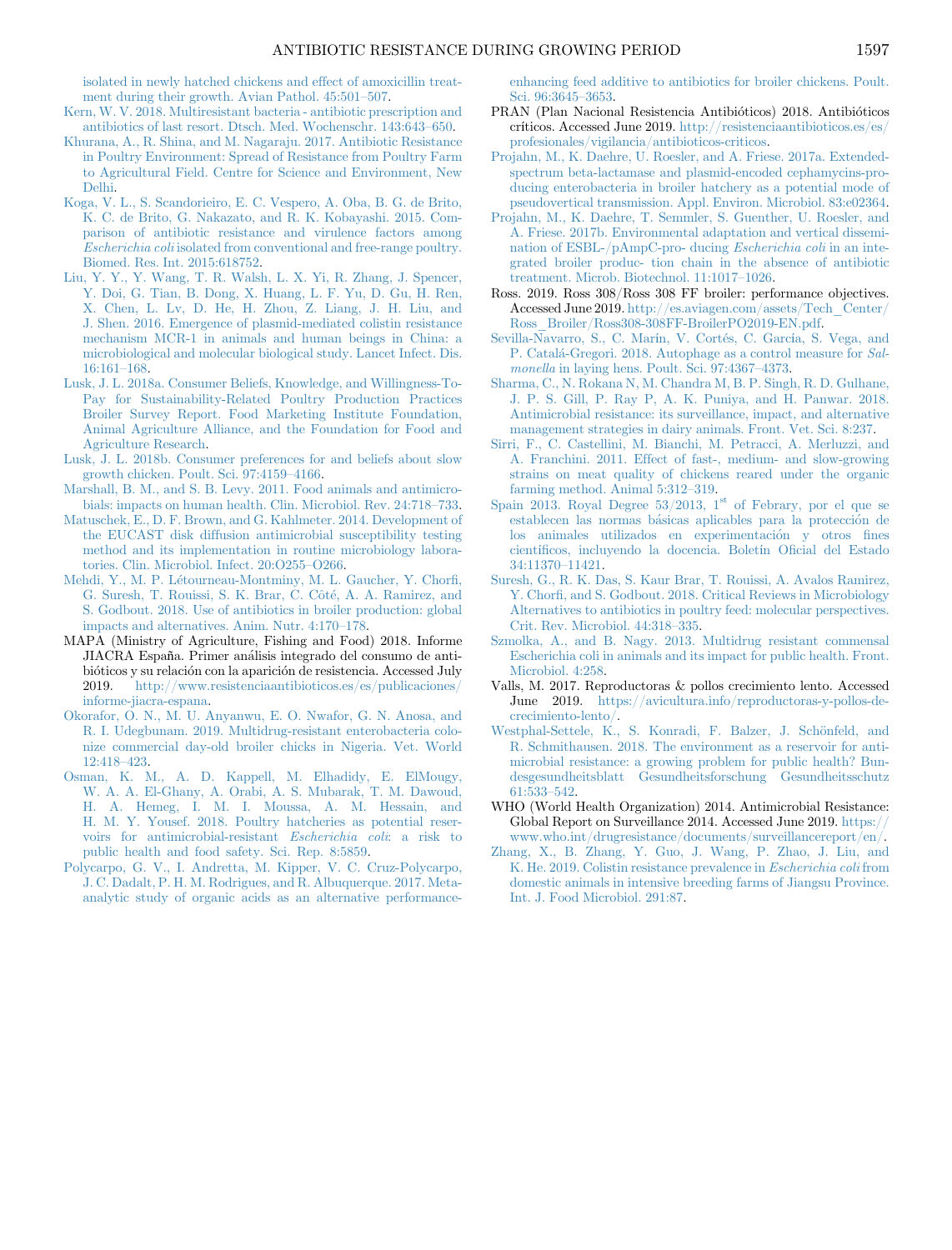isolated in newly hatched chickens and effect of amoxicillin treatment during their growth. Avian Pathol. 45:501–507.

Kern, W. V. 2018. Multiresistant bacteria - antibiotic prescription and antibiotics of last resort. Dtsch. Med. Wochenschr. 143:643–650.

Khurana, A., R. Shina, and M. Nagaraju. 2017. Antibiotic Resistance in Poultry Environment: Spread of Resistance from Poultry Farm to Agricultural Field. Centre for Science and Environment, New Delhi.

Koga, V. L., S. Scandorieiro, E. C. Vespero, A. Oba, B. G. de Brito, K. C. de Brito, G. Nakazato, and R. K. Kobayashi. 2015. Comparison of antibiotic resistance and virulence factors among *Escherichia coli* isolated from conventional and free-range poultry. Biomed. Res. Int. 2015:618752.

Liu, Y. Y., Y. Wang, T. R. Walsh, L. X. Yi, R. Zhang, J. Spencer, Y. Doi, G. Tian, B. Dong, X. Huang, L. F. Yu, D. Gu, H. Ren, X. Chen, L. Lv, D. He, H. Zhou, Z. Liang, J. H. Liu, and J. Shen. 2016. Emergence of plasmid-mediated colistin resistance mechanism MCR-1 in animals and human beings in China: a microbiological and molecular biological study. Lancet Infect. Dis. 16:161–168.

Lusk, J. L. 2018a. Consumer Beliefs, Knowledge, and Willingness-To-Pay for Sustainability-Related Poultry Production Practices Broiler Survey Report. Food Marketing Institute Foundation, Animal Agriculture Alliance, and the Foundation for Food and Agriculture Research.

Lusk, J. L. 2018b. Consumer preferences for and beliefs about slow growth chicken. Poult. Sci. 97:4159–4166.

Marshall, B. M., and S. B. Levy. 2011. Food animals and antimicrobials: impacts on human health. Clin. Microbiol. Rev. 24:718–733.

Matuschek, E., D. F. Brown, and G. Kahlmeter. 2014. Development of the EUCAST disk diffusion antimicrobial susceptibility testing method and its implementation in routine microbiology laboratories. Clin. Microbiol. Infect. 20:O255–O266.

Mehdi, Y., M. P. Létourneau-Montminy, M. L. Gaucher, Y. Chorfi, G. Suresh, T. Rouissi, S. K. Brar, C. Côté, A. A. Ramirez, and S. Godbout. 2018. Use of antibiotics in broiler production: global impacts and alternatives. Anim. Nutr. 4:170–178.

MAPA (Ministry of Agriculture, Fishing and Food) 2018. Informe JIACRA España. Primer análisis integrado del consumo de antibióticos y su relación con la aparición de resistencia. Accessed July 2019. http://www.resistenciaantibioticos.es/es/publicaciones/informe-jiacra-espana.

Okorafor, O. N., M. U. Anyanwu, E. O. Nwafor, G. N. Anosa, and R. I. Udegbunam. 2019. Multidrug-resistant enterobacteria colonize commercial day-old broiler chicks in Nigeria. Vet. World 12:418–423.

Osman, K. M., A. D. Kappell, M. Elhadidy, E. ElMougy, W. A. A. El-Ghany, A. Orabi, A. S. Mubarak, T. M. Dawoud, H. A. Hemeg, I. M. I. Moussa, A. M. Hessain, and H. M. Y. Yousef. 2018. Poultry hatcheries as potential reservoirs for antimicrobial-resistant *Escherichia coli*: a risk to public health and food safety. Sci. Rep. 8:5859.

Polycarpo, G. V., I. Andretta, M. Kipper, V. C. Cruz-Polycarpo, J. C. Dadalt, P. H. M. Rodrigues, and R. Albuquerque. 2017. Meta-analytic study of organic acids as an alternative performance-enhancing feed additive to antibiotics for broiler chickens. Poult. Sci. 96:3645–3653.

PRAN (Plan Nacional Resistencia Antibióticos) 2018. Antibióticos críticos. Accessed June 2019. http://resistenciaantibioticos.es/es/profesionales/vigilancia/antibioticos-criticos.

Projahn, M., K. Daehre, U. Roesler, and A. Friese. 2017a. Extended-spectrum beta-lactamase and plasmid-encoded cephamycins-producing enterobacteria in broiler hatchery as a potential mode of pseudovertical transmission. Appl. Environ. Microbiol. 83:e02364.

Projahn, M., K. Daehre, T. Semmler, S. Guenther, U. Roesler, and A. Friese. 2017b. Environmental adaptation and vertical dissemination of ESBL-/pAmpC-pro- ducing *Escherichia coli* in an integrated broiler produc- tion chain in the absence of antibiotic treatment. Microb. Biotechnol. 11:1017–1026.

Ross. 2019. Ross 308/Ross 308 FF broiler: performance objectives. Accessed June 2019. http://es.aviagen.com/assets/Tech_Center/Ross_Broiler/Ross308-308FF-BroilerPO2019-EN.pdf.

Sevilla-Navarro, S., C. Marín, V. Cortés, C. García, S. Vega, and P. Catalá-Gregori. 2018. Autophage as a control measure for *Salmonella* in laying hens. Poult. Sci. 97:4367–4373.

Sharma, C., N. Rokana N, M. Chandra M, B. P. Singh, R. D. Gulhane, J. P. S. Gill, P. Ray P, A. K. Puniya, and H. Panwar. 2018. Antimicrobial resistance: its surveillance, impact, and alternative management strategies in dairy animals. Front. Vet. Sci. 8:237.

Sirri, F., C. Castellini, M. Bianchi, M. Petracci, A. Merluzzi, and A. Franchini. 2011. Effect of fast-, medium- and slow-growing strains on meat quality of chickens reared under the organic farming method. Animal 5:312–319.

Spain 2013. Royal Degree 53/2013, 1st of Febrary, por el que se establecen las normas básicas aplicables para la protección de los animales utilizados en experimentación y otros fines científicos, incluyendo la docencia. Boletín Oficial del Estado 34:11370–11421.

Suresh, G., R. K. Das, S. Kaur Brar, T. Rouissi, A. Avalos Ramirez, Y. Chorfi, and S. Godbout. 2018. Critical Reviews in Microbiology Alternatives to antibiotics in poultry feed: molecular perspectives. Crit. Rev. Microbiol. 44:318–335.

Szmolka, A., and B. Nagy. 2013. Multidrug resistant commensal Escherichia coli in animals and its impact for public health. Front. Microbiol. 4:258.

Valls, M. 2017. Reproductoras & pollos crecimiento lento. Accessed June 2019. https://avicultura.info/reproductoras-y-pollos-de-crecimiento-lento/.

Westphal-Settele, K., S. Konradi, F. Balzer, J. Schönfeld, and R. Schmithausen. 2018. The environment as a reservoir for antimicrobial resistance: a growing problem for public health? Bundesgesundheitsblatt Gesundheitsforschung Gesundheitsschutz 61:533–542.

WHO (World Health Organization) 2014. Antimicrobial Resistance: Global Report on Surveillance 2014. Accessed June 2019. https://www.who.int/drugresistance/documents/surveillancereport/en/.

Zhang, X., B. Zhang, Y. Guo, J. Wang, P. Zhao, J. Liu, and K. He. 2019. Colistin resistance prevalence in *Escherichia coli* from domestic animals in intensive breeding farms of Jiangsu Province. Int. J. Food Microbiol. 291:87.